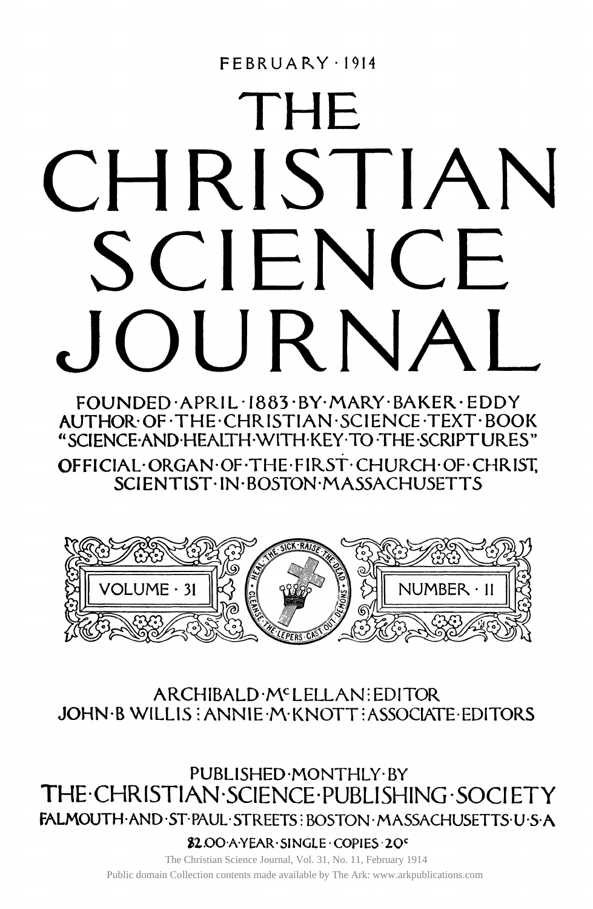FEBRUARY · 1914

# THE CHRISTIAN SCIENCE JOURNAL

FOUNDED · APRIL · 1883 · BY · MARY · BAKER · EDDY
AUTHOR · OF · THE · CHRISTIAN · SCIENCE · TEXT · BOOK
"SCIENCE · AND · HEALTH · WITH · KEY · TO · THE · SCRIPTURES"
OFFICIAL · ORGAN · OF · THE · FIRST · CHURCH · OF · CHRIST, SCIENTIST · IN · BOSTON · MASSACHUSETTS

VOLUME · 31 — HEAL · THE · SICK · RAISE · THE · DEAD · CLEANSE · THE · LEPERS · CAST · OUT · DEMONS — NUMBER · 11

ARCHIBALD · McLELLAN : EDITOR
JOHN · B WILLIS : ANNIE · M · KNOTT : ASSOCIATE · EDITORS

PUBLISHED · MONTHLY · BY
THE · CHRISTIAN · SCIENCE · PUBLISHING · SOCIETY
FALMOUTH · AND · ST · PAUL · STREETS : BOSTON · MASSACHUSETTS · U · S · A
$2.00 · A · YEAR · SINGLE · COPIES · 20c

The Christian Science Journal, Vol. 31, No. 11, February 1914
Public domain Collection contents made available by The Ark: www.arkpublications.com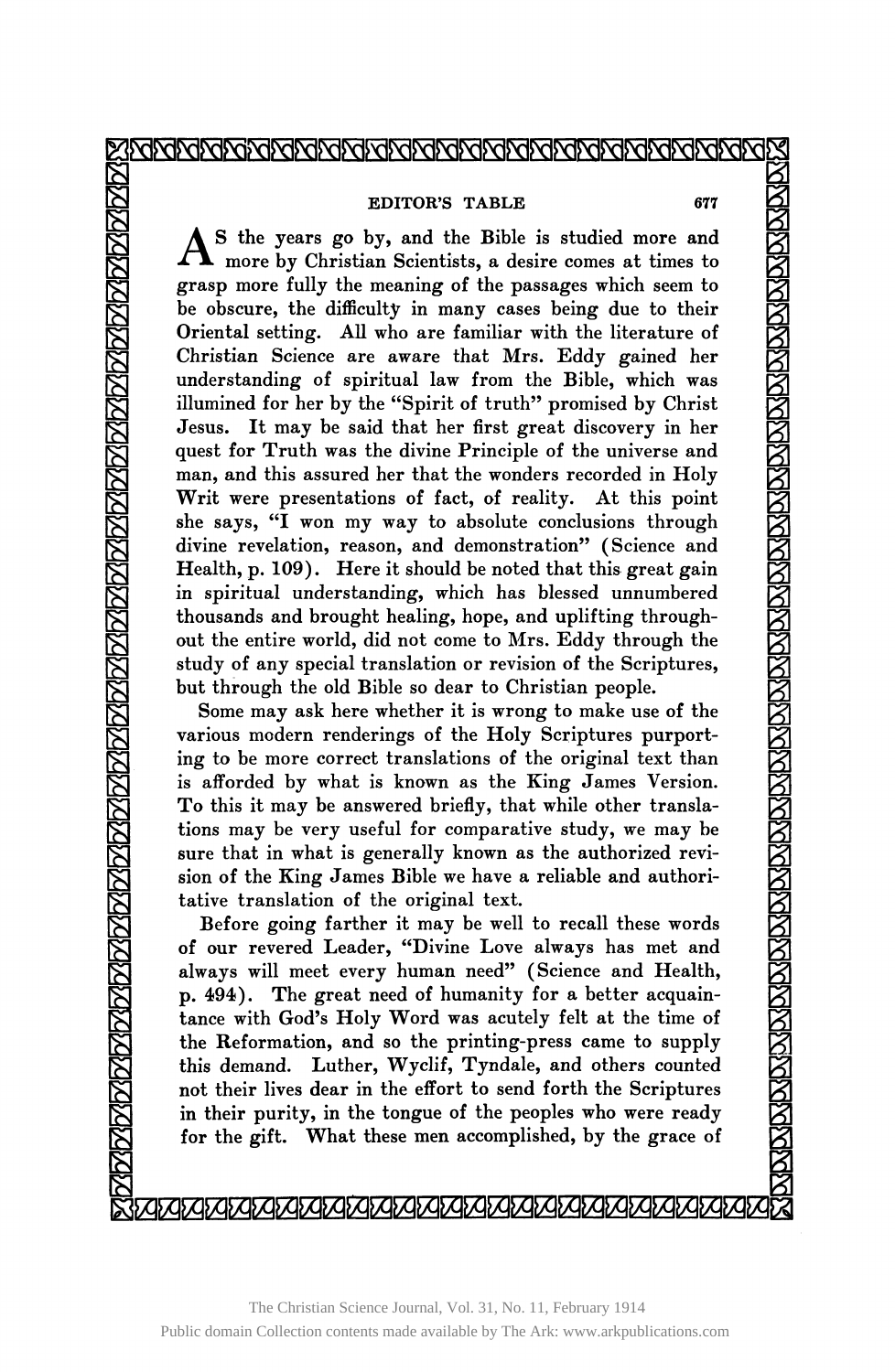AS the years go by, and the Bible is studied more and more by Christian Scientists, a desire comes at times to grasp more fully the meaning of the passages which seem to be obscure, the difficulty in many cases being due to their Oriental setting. All who are familiar with the literature of Christian Science are aware that Mrs. Eddy gained her understanding of spiritual law from the Bible, which was illumined for her by the "Spirit of truth" promised by Christ Jesus. It may be said that her first great discovery in her quest for Truth was the divine Principle of the universe and man, and this assured her that the wonders recorded in Holy Writ were presentations of fact, of reality. At this point she says, "I won my way to absolute conclusions through divine revelation, reason, and demonstration" (Science and Health, p. 109). Here it should be noted that this great gain in spiritual understanding, which has blessed unnumbered thousands and brought healing, hope, and uplifting throughout the entire world, did not come to Mrs. Eddy through the study of any special translation or revision of the Scriptures, but through the old Bible so dear to Christian people.

Some may ask here whether it is wrong to make use of the various modern renderings of the Holy Scriptures purporting to be more correct translations of the original text than is afforded by what is known as the King James Version. To this it may be answered briefly, that while other translations may be very useful for comparative study, we may be sure that in what is generally known as the authorized revision of the King James Bible we have a reliable and authoritative translation of the original text.

Before going farther it may be well to recall these words of our revered Leader, "Divine Love always has met and always will meet every human need" (Science and Health, p. 494). The great need of humanity for a better acquaintance with God's Holy Word was acutely felt at the time of the Reformation, and so the printing-press came to supply this demand. Luther, Wyclif, Tyndale, and others counted not their lives dear in the effort to send forth the Scriptures in their purity, in the tongue of the peoples who were ready for the gift. What these men accomplished, by the grace of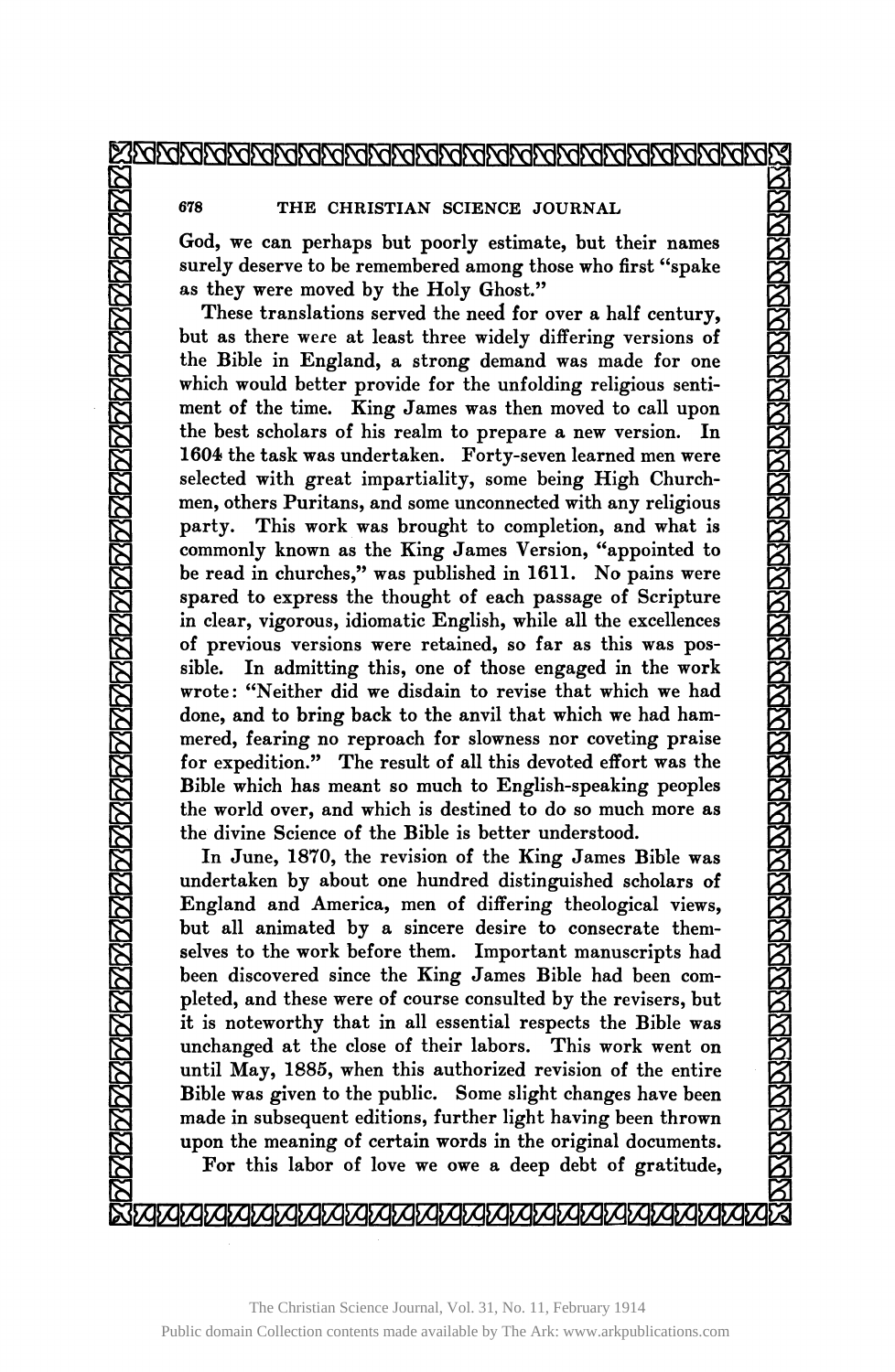God, we can perhaps but poorly estimate, but their names surely deserve to be remembered among those who first "spake as they were moved by the Holy Ghost."

These translations served the need for over a half century, but as there were at least three widely differing versions of the Bible in England, a strong demand was made for one which would better provide for the unfolding religious sentiment of the time. King James was then moved to call upon the best scholars of his realm to prepare a new version. In 1604 the task was undertaken. Forty-seven learned men were selected with great impartiality, some being High Churchmen, others Puritans, and some unconnected with any religious party. This work was brought to completion, and what is commonly known as the King James Version, "appointed to be read in churches," was published in 1611. No pains were spared to express the thought of each passage of Scripture in clear, vigorous, idiomatic English, while all the excellences of previous versions were retained, so far as this was possible. In admitting this, one of those engaged in the work wrote: "Neither did we disdain to revise that which we had done, and to bring back to the anvil that which we had hammered, fearing no reproach for slowness nor coveting praise for expedition." The result of all this devoted effort was the Bible which has meant so much to English-speaking peoples the world over, and which is destined to do so much more as the divine Science of the Bible is better understood.

In June, 1870, the revision of the King James Bible was undertaken by about one hundred distinguished scholars of England and America, men of differing theological views, but all animated by a sincere desire to consecrate themselves to the work before them. Important manuscripts had been discovered since the King James Bible had been completed, and these were of course consulted by the revisers, but it is noteworthy that in all essential respects the Bible was unchanged at the close of their labors. This work went on until May, 1885, when this authorized revision of the entire Bible was given to the public. Some slight changes have been made in subsequent editions, further light having been thrown upon the meaning of certain words in the original documents.

For this labor of love we owe a deep debt of gratitude,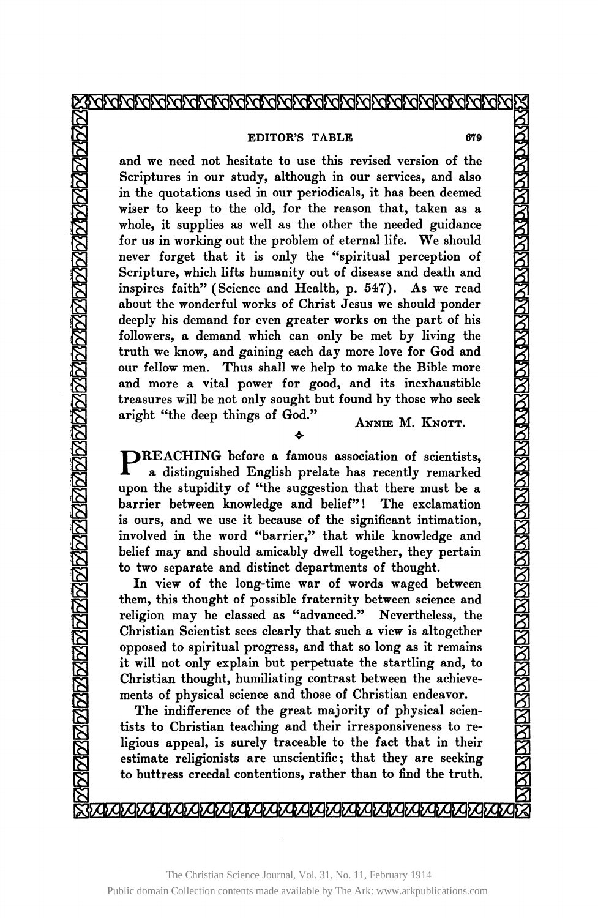and we need not hesitate to use this revised version of the Scriptures in our study, although in our services, and also in the quotations used in our periodicals, it has been deemed wiser to keep to the old, for the reason that, taken as a whole, it supplies as well as the other the needed guidance for us in working out the problem of eternal life. We should never forget that it is only the "spiritual perception of Scripture, which lifts humanity out of disease and death and inspires faith" (Science and Health, p. 547). As we read about the wonderful works of Christ Jesus we should ponder deeply his demand for even greater works on the part of his followers, a demand which can only be met by living the truth we know, and gaining each day more love for God and our fellow men. Thus shall we help to make the Bible more and more a vital power for good, and its inexhaustible treasures will be not only sought but found by those who seek aright "the deep things of God."

Annie M. Knott.

PREACHING before a famous association of scientists, a distinguished English prelate has recently remarked upon the stupidity of "the suggestion that there must be a barrier between knowledge and belief"! The exclamation is ours, and we use it because of the significant intimation, involved in the word "barrier," that while knowledge and belief may and should amicably dwell together, they pertain to two separate and distinct departments of thought.

In view of the long-time war of words waged between them, this thought of possible fraternity between science and religion may be classed as "advanced." Nevertheless, the Christian Scientist sees clearly that such a view is altogether opposed to spiritual progress, and that so long as it remains it will not only explain but perpetuate the startling and, to Christian thought, humiliating contrast between the achievements of physical science and those of Christian endeavor.

The indifference of the great majority of physical scientists to Christian teaching and their irresponsiveness to religious appeal, is surely traceable to the fact that in their estimate religionists are unscientific; that they are seeking to buttress creedal contentions, rather than to find the truth.